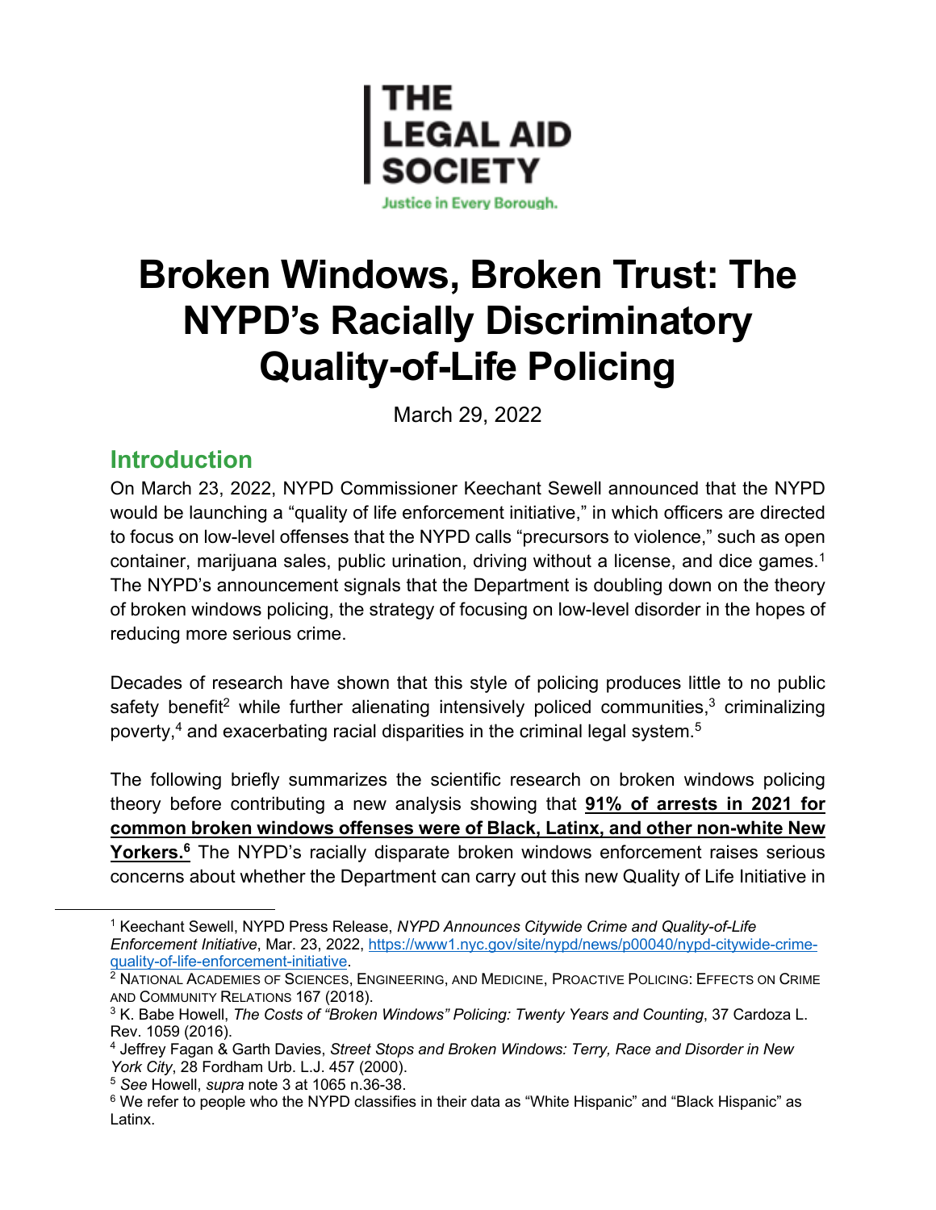THE LEGAL AID SOCIETY

Justice in Every Borough.

# Broken Windows, Broken Trust: The NYPD's Racially Discriminatory Quality-of-Life Policing

March 29, 2022

## Introduction

On March 23, 2022, NYPD Commissioner Keechant Sewell announced that the NYPD would be launching a "quality of life enforcement initiative," in which officers are directed to focus on low-level offenses that the NYPD calls "precursors to violence," such as open container, marijuana sales, public urination, driving without a license, and dice games.[1] The NYPD's announcement signals that the Department is doubling down on the theory of broken windows policing, the strategy of focusing on low-level disorder in the hopes of reducing more serious crime.

Decades of research have shown that this style of policing produces little to no public safety benefit[2] while further alienating intensively policed communities,[3] criminalizing poverty,[4] and exacerbating racial disparities in the criminal legal system.[5]

The following briefly summarizes the scientific research on broken windows policing theory before contributing a new analysis showing that **<u>91% of arrests in 2021 for common broken windows offenses were of Black, Latinx, and other non-white New Yorkers.[6]</u>** The NYPD's racially disparate broken windows enforcement raises serious concerns about whether the Department can carry out this new Quality of Life Initiative in

---

[1] Keechant Sewell, NYPD Press Release, *NYPD Announces Citywide Crime and Quality-of-Life Enforcement Initiative*, Mar. 23, 2022, https://www1.nyc.gov/site/nypd/news/p00040/nypd-citywide-crime-quality-of-life-enforcement-initiative.

[2] NATIONAL ACADEMIES OF SCIENCES, ENGINEERING, AND MEDICINE, PROACTIVE POLICING: EFFECTS ON CRIME AND COMMUNITY RELATIONS 167 (2018).

[3] K. Babe Howell, *The Costs of "Broken Windows" Policing: Twenty Years and Counting*, 37 Cardoza L. Rev. 1059 (2016).

[4] Jeffrey Fagan & Garth Davies, *Street Stops and Broken Windows: Terry, Race and Disorder in New York City*, 28 Fordham Urb. L.J. 457 (2000).

[5] *See* Howell, *supra* note 3 at 1065 n.36-38.

[6] We refer to people who the NYPD classifies in their data as "White Hispanic" and "Black Hispanic" as Latinx.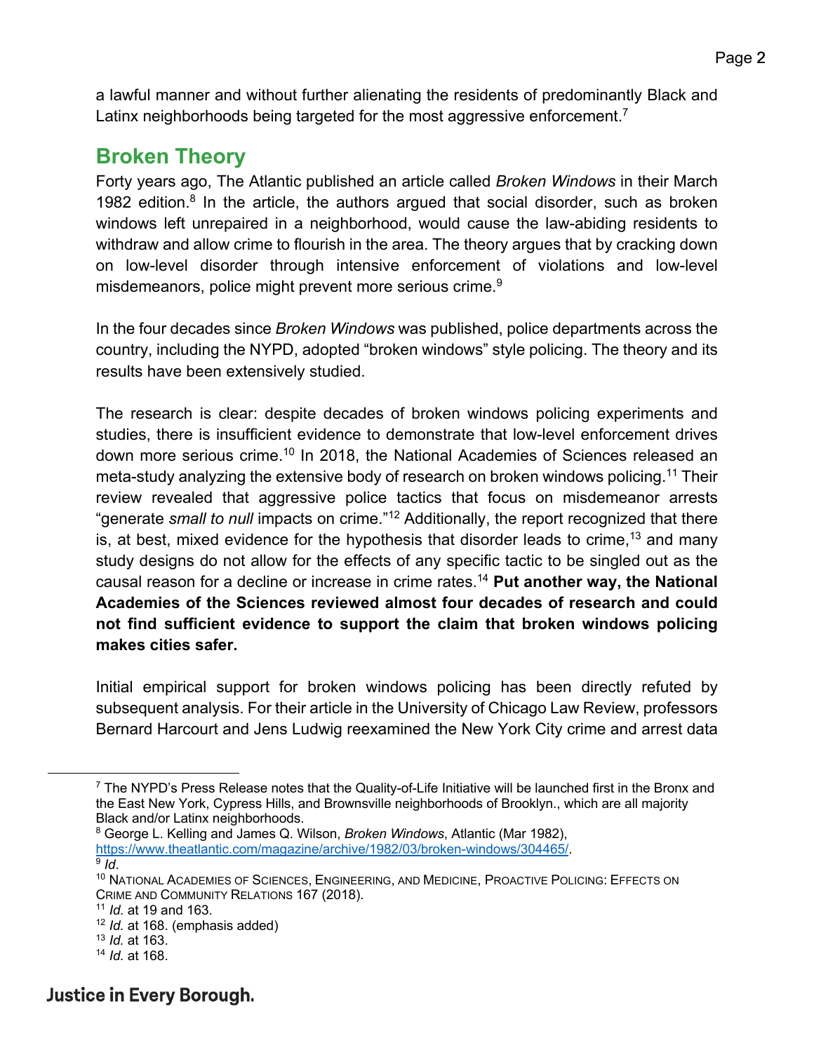a lawful manner and without further alienating the residents of predominantly Black and Latinx neighborhoods being targeted for the most aggressive enforcement.[7]

## Broken Theory

Forty years ago, The Atlantic published an article called *Broken Windows* in their March 1982 edition.[8] In the article, the authors argued that social disorder, such as broken windows left unrepaired in a neighborhood, would cause the law-abiding residents to withdraw and allow crime to flourish in the area. The theory argues that by cracking down on low-level disorder through intensive enforcement of violations and low-level misdemeanors, police might prevent more serious crime.[9]

In the four decades since *Broken Windows* was published, police departments across the country, including the NYPD, adopted "broken windows" style policing. The theory and its results have been extensively studied.

The research is clear: despite decades of broken windows policing experiments and studies, there is insufficient evidence to demonstrate that low-level enforcement drives down more serious crime.[10] In 2018, the National Academies of Sciences released an meta-study analyzing the extensive body of research on broken windows policing.[11] Their review revealed that aggressive police tactics that focus on misdemeanor arrests "generate *small to null* impacts on crime."[12] Additionally, the report recognized that there is, at best, mixed evidence for the hypothesis that disorder leads to crime,[13] and many study designs do not allow for the effects of any specific tactic to be singled out as the causal reason for a decline or increase in crime rates.[14] **Put another way, the National Academies of the Sciences reviewed almost four decades of research and could not find sufficient evidence to support the claim that broken windows policing makes cities safer.**

Initial empirical support for broken windows policing has been directly refuted by subsequent analysis. For their article in the University of Chicago Law Review, professors Bernard Harcourt and Jens Ludwig reexamined the New York City crime and arrest data

---

[7] The NYPD's Press Release notes that the Quality-of-Life Initiative will be launched first in the Bronx and the East New York, Cypress Hills, and Brownsville neighborhoods of Brooklyn., which are all majority Black and/or Latinx neighborhoods.

[8] George L. Kelling and James Q. Wilson, *Broken Windows*, Atlantic (Mar 1982), https://www.theatlantic.com/magazine/archive/1982/03/broken-windows/304465/.

[9] *Id*.

[10] National Academies of Sciences, Engineering, and Medicine, Proactive Policing: Effects on Crime and Community Relations 167 (2018).

[11] *Id.* at 19 and 163.

[12] *Id.* at 168. (emphasis added)

[13] *Id.* at 163.

[14] *Id.* at 168.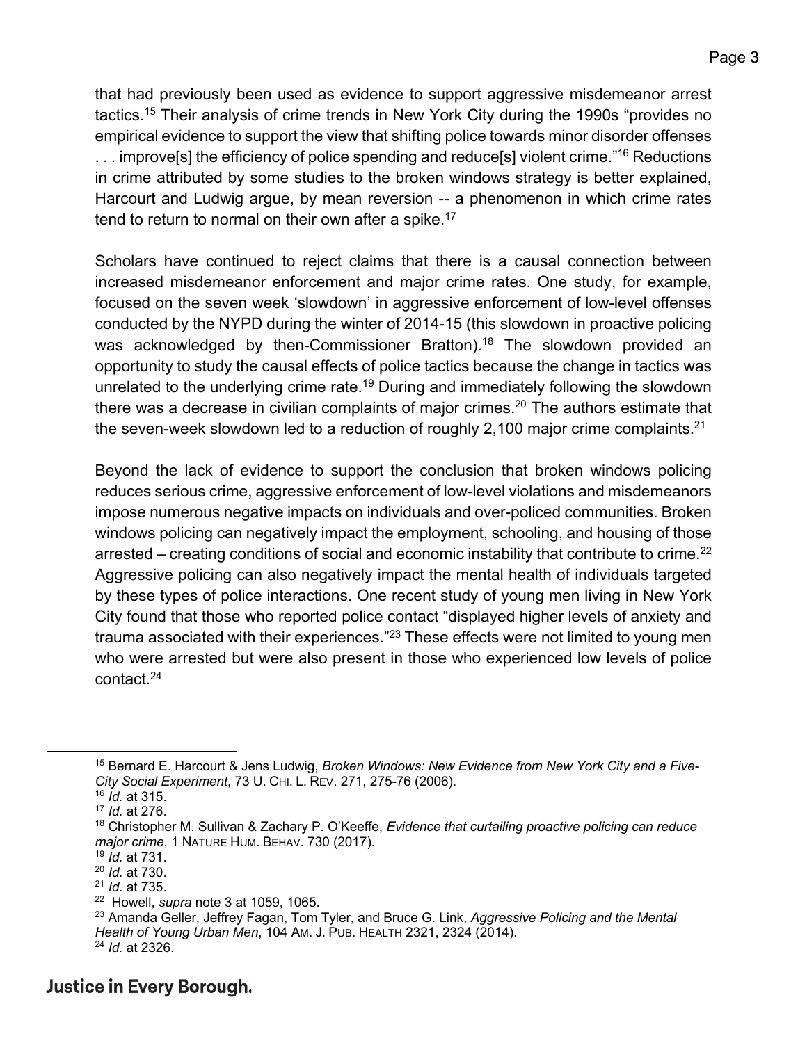that had previously been used as evidence to support aggressive misdemeanor arrest tactics.[15] Their analysis of crime trends in New York City during the 1990s "provides no empirical evidence to support the view that shifting police towards minor disorder offenses . . . improve[s] the efficiency of police spending and reduce[s] violent crime."[16] Reductions in crime attributed by some studies to the broken windows strategy is better explained, Harcourt and Ludwig argue, by mean reversion -- a phenomenon in which crime rates tend to return to normal on their own after a spike.[17]

Scholars have continued to reject claims that there is a causal connection between increased misdemeanor enforcement and major crime rates. One study, for example, focused on the seven week 'slowdown' in aggressive enforcement of low-level offenses conducted by the NYPD during the winter of 2014-15 (this slowdown in proactive policing was acknowledged by then-Commissioner Bratton).[18] The slowdown provided an opportunity to study the causal effects of police tactics because the change in tactics was unrelated to the underlying crime rate.[19] During and immediately following the slowdown there was a decrease in civilian complaints of major crimes.[20] The authors estimate that the seven-week slowdown led to a reduction of roughly 2,100 major crime complaints.[21]

Beyond the lack of evidence to support the conclusion that broken windows policing reduces serious crime, aggressive enforcement of low-level violations and misdemeanors impose numerous negative impacts on individuals and over-policed communities. Broken windows policing can negatively impact the employment, schooling, and housing of those arrested – creating conditions of social and economic instability that contribute to crime.[22] Aggressive policing can also negatively impact the mental health of individuals targeted by these types of police interactions. One recent study of young men living in New York City found that those who reported police contact "displayed higher levels of anxiety and trauma associated with their experiences."[23] These effects were not limited to young men who were arrested but were also present in those who experienced low levels of police contact.[24]

---

[15] Bernard E. Harcourt & Jens Ludwig, *Broken Windows: New Evidence from New York City and a Five-City Social Experiment*, 73 U. CHI. L. REV. 271, 275-76 (2006).
[16] *Id.* at 315.
[17] *Id.* at 276.
[18] Christopher M. Sullivan & Zachary P. O'Keeffe, *Evidence that curtailing proactive policing can reduce major crime*, 1 NATURE HUM. BEHAV. 730 (2017).
[19] *Id.* at 731.
[20] *Id.* at 730.
[21] *Id.* at 735.
[22] Howell, *supra* note 3 at 1059, 1065.
[23] Amanda Geller, Jeffrey Fagan, Tom Tyler, and Bruce G. Link, *Aggressive Policing and the Mental Health of Young Urban Men*, 104 AM. J. PUB. HEALTH 2321, 2324 (2014).
[24] *Id.* at 2326.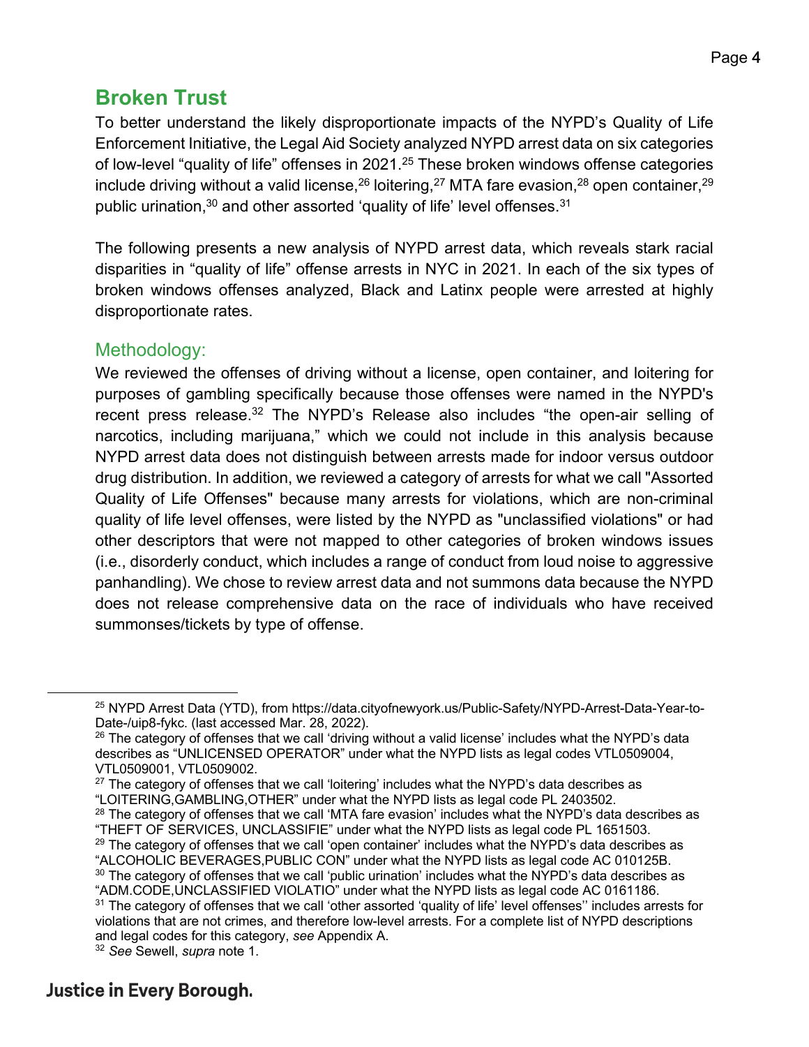## Broken Trust

To better understand the likely disproportionate impacts of the NYPD's Quality of Life Enforcement Initiative, the Legal Aid Society analyzed NYPD arrest data on six categories of low-level "quality of life" offenses in 2021.[25] These broken windows offense categories include driving without a valid license,[26] loitering,[27] MTA fare evasion,[28] open container,[29] public urination,[30] and other assorted 'quality of life' level offenses.[31]

The following presents a new analysis of NYPD arrest data, which reveals stark racial disparities in "quality of life" offense arrests in NYC in 2021. In each of the six types of broken windows offenses analyzed, Black and Latinx people were arrested at highly disproportionate rates.

### Methodology:

We reviewed the offenses of driving without a license, open container, and loitering for purposes of gambling specifically because those offenses were named in the NYPD's recent press release.[32] The NYPD's Release also includes "the open-air selling of narcotics, including marijuana," which we could not include in this analysis because NYPD arrest data does not distinguish between arrests made for indoor versus outdoor drug distribution. In addition, we reviewed a category of arrests for what we call "Assorted Quality of Life Offenses" because many arrests for violations, which are non-criminal quality of life level offenses, were listed by the NYPD as "unclassified violations" or had other descriptors that were not mapped to other categories of broken windows issues (i.e., disorderly conduct, which includes a range of conduct from loud noise to aggressive panhandling). We chose to review arrest data and not summons data because the NYPD does not release comprehensive data on the race of individuals who have received summonses/tickets by type of offense.

---

[25] NYPD Arrest Data (YTD), from https://data.cityofnewyork.us/Public-Safety/NYPD-Arrest-Data-Year-to-Date-/uip8-fykc. (last accessed Mar. 28, 2022).

[26] The category of offenses that we call 'driving without a valid license' includes what the NYPD's data describes as "UNLICENSED OPERATOR" under what the NYPD lists as legal codes VTL0509004, VTL0509001, VTL0509002.

[27] The category of offenses that we call 'loitering' includes what the NYPD's data describes as "LOITERING,GAMBLING,OTHER" under what the NYPD lists as legal code PL 2403502.

[28] The category of offenses that we call 'MTA fare evasion' includes what the NYPD's data describes as "THEFT OF SERVICES, UNCLASSIFIE" under what the NYPD lists as legal code PL 1651503.

[29] The category of offenses that we call 'open container' includes what the NYPD's data describes as "ALCOHOLIC BEVERAGES,PUBLIC CON" under what the NYPD lists as legal code AC 010125B.

[30] The category of offenses that we call 'public urination' includes what the NYPD's data describes as "ADM.CODE,UNCLASSIFIED VIOLATIO" under what the NYPD lists as legal code AC 0161186.

[31] The category of offenses that we call 'other assorted 'quality of life' level offenses'' includes arrests for violations that are not crimes, and therefore low-level arrests. For a complete list of NYPD descriptions and legal codes for this category, *see* Appendix A.

[32] *See* Sewell, *supra* note 1.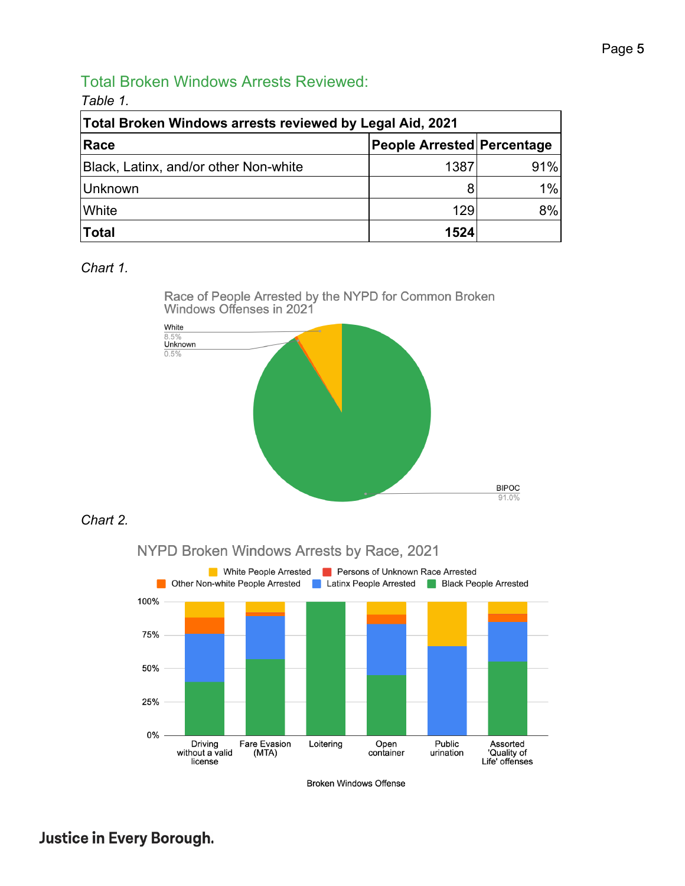## Total Broken Windows Arrests Reviewed:

*Table 1.*

| Total Broken Windows arrests reviewed by Legal Aid, 2021 | | |
|---|---|---|
| **Race** | **People Arrested** | **Percentage** |
| Black, Latinx, and/or other Non-white | 1387 | 91% |
| Unknown | 8 | 1% |
| White | 129 | 8% |
| **Total** | **1524** | |

*Chart 1.*

Race of People Arrested by the NYPD for Common Broken Windows Offenses in 2021

White 8.5%
Unknown 0.5%
BIPOC 91.0%

*Chart 2.*

NYPD Broken Windows Arrests by Race, 2021

White People Arrested; Persons of Unknown Race Arrested; Other Non-white People Arrested; Latinx People Arrested; Black People Arrested

Broken Windows Offense: Driving without a valid license; Fare Evasion (MTA); Loitering; Open container; Public urination; Assorted 'Quality of Life' offenses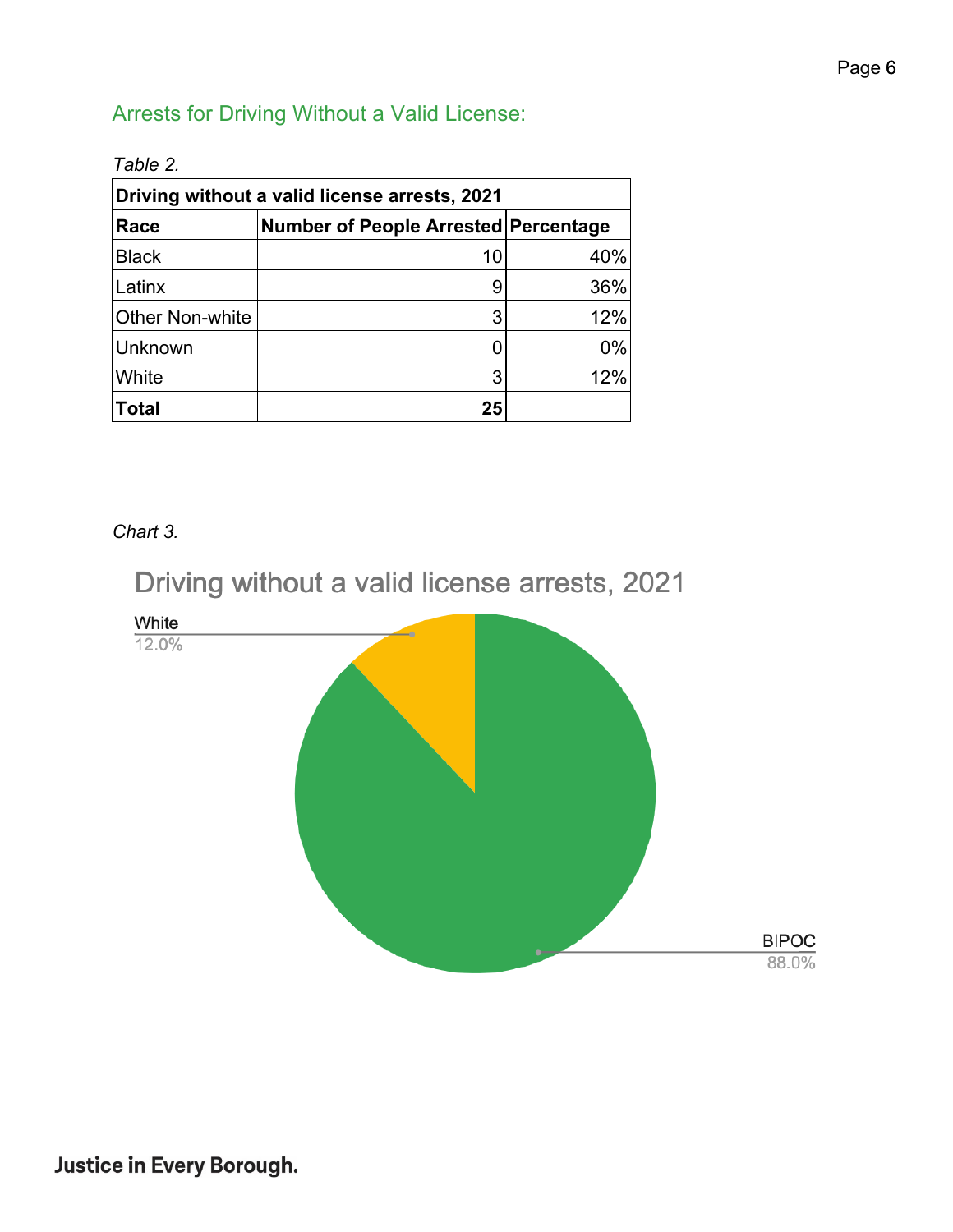## Arrests for Driving Without a Valid License:

*Table 2.*

| Driving without a valid license arrests, 2021 | | |
|---|---|---|
| **Race** | **Number of People Arrested** | **Percentage** |
| Black | 10 | 40% |
| Latinx | 9 | 36% |
| Other Non-white | 3 | 12% |
| Unknown | 0 | 0% |
| White | 3 | 12% |
| **Total** | **25** | |

*Chart 3.*

Driving without a valid license arrests, 2021

White 12.0%

BIPOC 88.0%

**Justice in Every Borough.**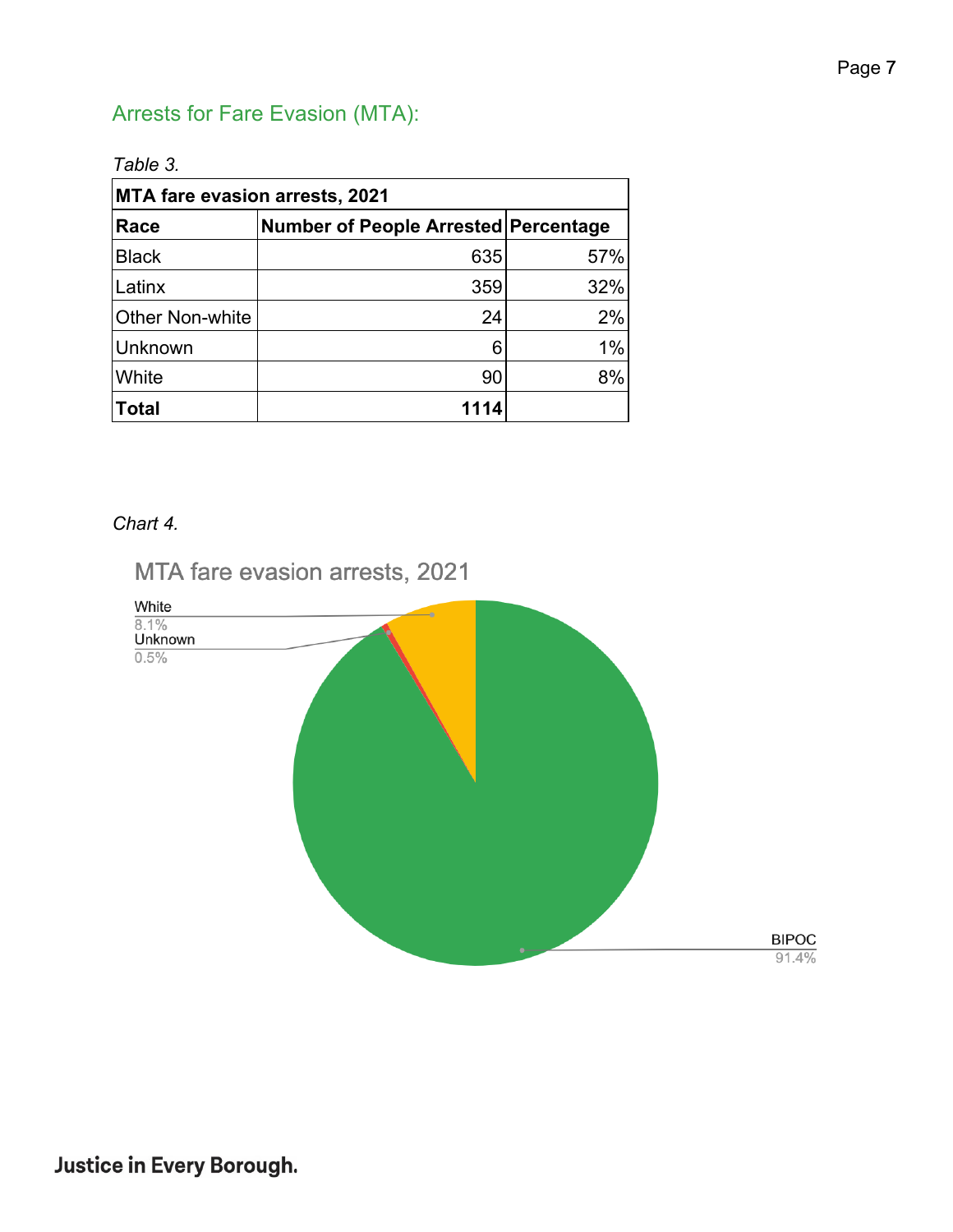## Arrests for Fare Evasion (MTA):

*Table 3.*

| MTA fare evasion arrests, 2021 | | |
|---|---|---|
| **Race** | **Number of People Arrested** | **Percentage** |
| Black | 635 | 57% |
| Latinx | 359 | 32% |
| Other Non-white | 24 | 2% |
| Unknown | 6 | 1% |
| White | 90 | 8% |
| **Total** | **1114** | |

*Chart 4.*

MTA fare evasion arrests, 2021

White 8.1%

Unknown 0.5%

BIPOC 91.4%

Justice in Every Borough.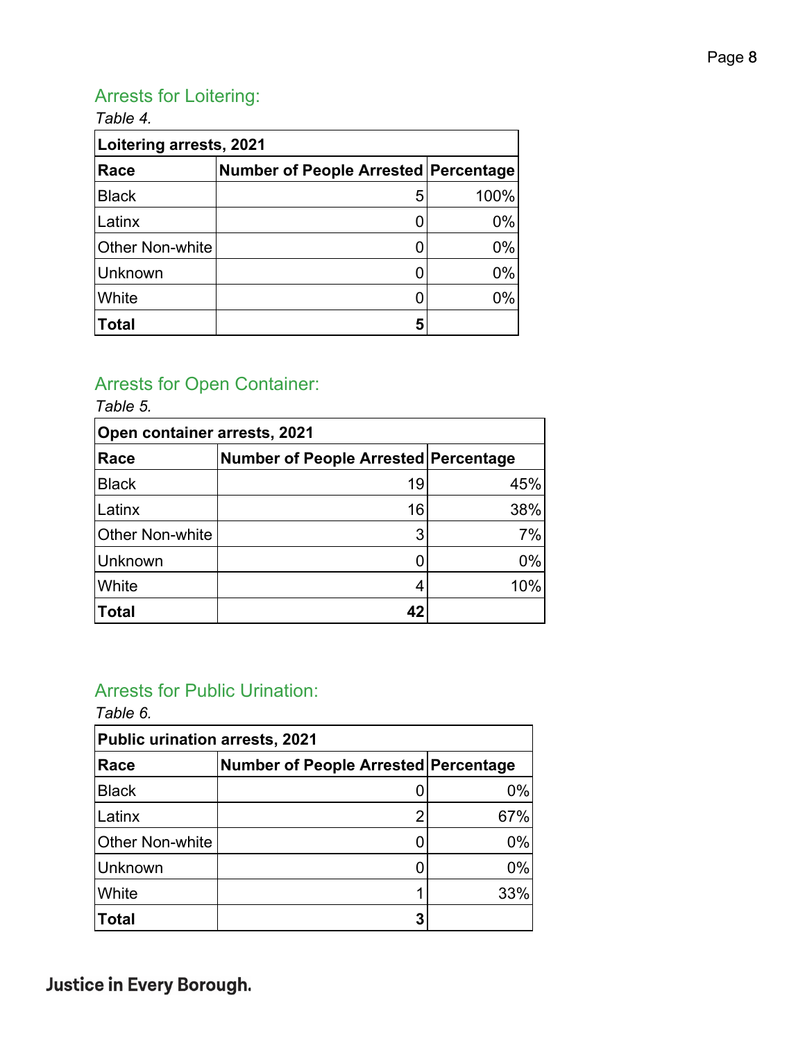## Arrests for Loitering:

*Table 4.*

| Loitering arrests, 2021 | | |
|---|---|---|
| **Race** | **Number of People Arrested** | **Percentage** |
| Black | 5 | 100% |
| Latinx | 0 | 0% |
| Other Non-white | 0 | 0% |
| Unknown | 0 | 0% |
| White | 0 | 0% |
| **Total** | **5** | |

## Arrests for Open Container:

*Table 5.*

| Open container arrests, 2021 | | |
|---|---|---|
| **Race** | **Number of People Arrested** | **Percentage** |
| Black | 19 | 45% |
| Latinx | 16 | 38% |
| Other Non-white | 3 | 7% |
| Unknown | 0 | 0% |
| White | 4 | 10% |
| **Total** | **42** | |

## Arrests for Public Urination:

*Table 6.*

| Public urination arrests, 2021 | | |
|---|---|---|
| **Race** | **Number of People Arrested** | **Percentage** |
| Black | 0 | 0% |
| Latinx | 2 | 67% |
| Other Non-white | 0 | 0% |
| Unknown | 0 | 0% |
| White | 1 | 33% |
| **Total** | **3** | |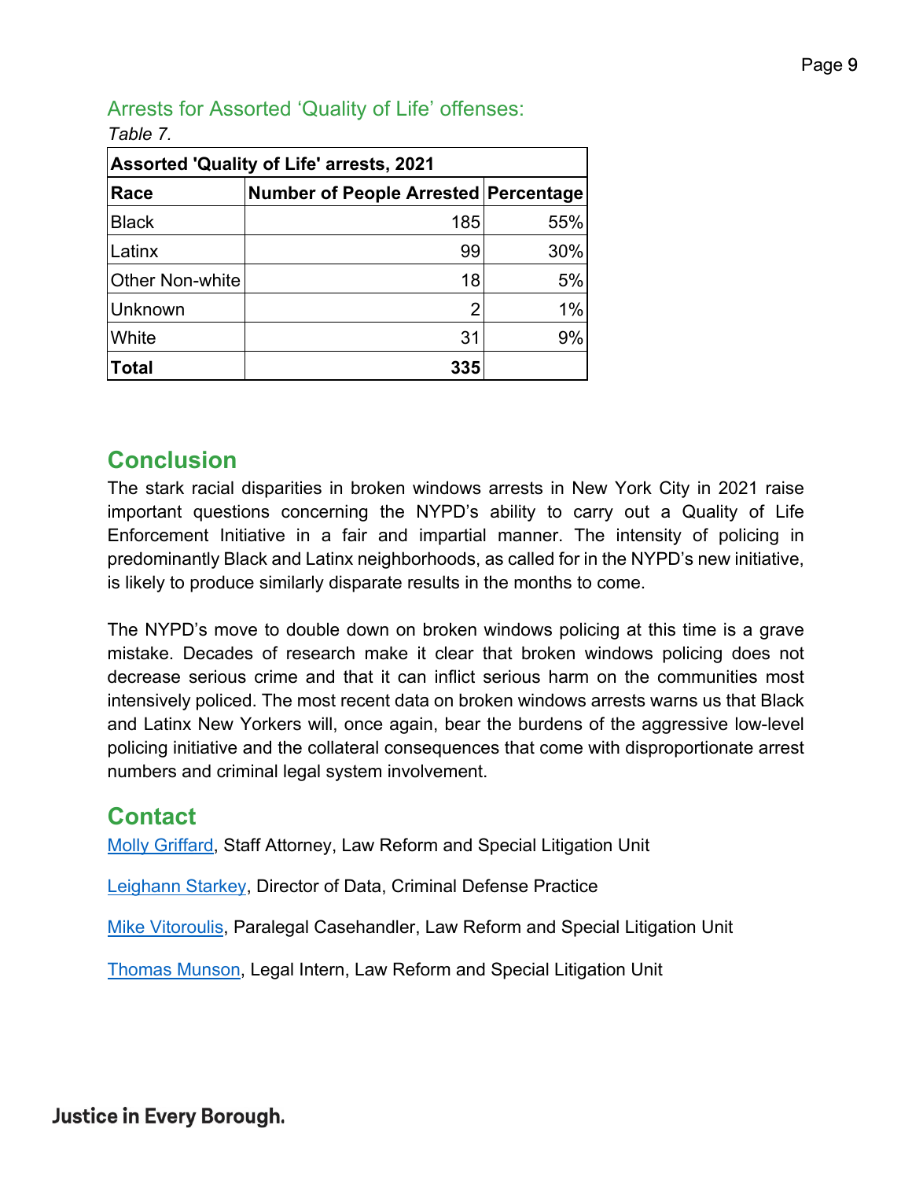## Arrests for Assorted 'Quality of Life' offenses:

*Table 7.*

| Assorted 'Quality of Life' arrests, 2021 | | |
|---|---|---|
| **Race** | **Number of People Arrested** | **Percentage** |
| Black | 185 | 55% |
| Latinx | 99 | 30% |
| Other Non-white | 18 | 5% |
| Unknown | 2 | 1% |
| White | 31 | 9% |
| **Total** | **335** | |

## Conclusion

The stark racial disparities in broken windows arrests in New York City in 2021 raise important questions concerning the NYPD's ability to carry out a Quality of Life Enforcement Initiative in a fair and impartial manner. The intensity of policing in predominantly Black and Latinx neighborhoods, as called for in the NYPD's new initiative, is likely to produce similarly disparate results in the months to come.

The NYPD's move to double down on broken windows policing at this time is a grave mistake. Decades of research make it clear that broken windows policing does not decrease serious crime and that it can inflict serious harm on the communities most intensively policed. The most recent data on broken windows arrests warns us that Black and Latinx New Yorkers will, once again, bear the burdens of the aggressive low-level policing initiative and the collateral consequences that come with disproportionate arrest numbers and criminal legal system involvement.

## Contact

Molly Griffard, Staff Attorney, Law Reform and Special Litigation Unit

Leighann Starkey, Director of Data, Criminal Defense Practice

Mike Vitoroulis, Paralegal Casehandler, Law Reform and Special Litigation Unit

Thomas Munson, Legal Intern, Law Reform and Special Litigation Unit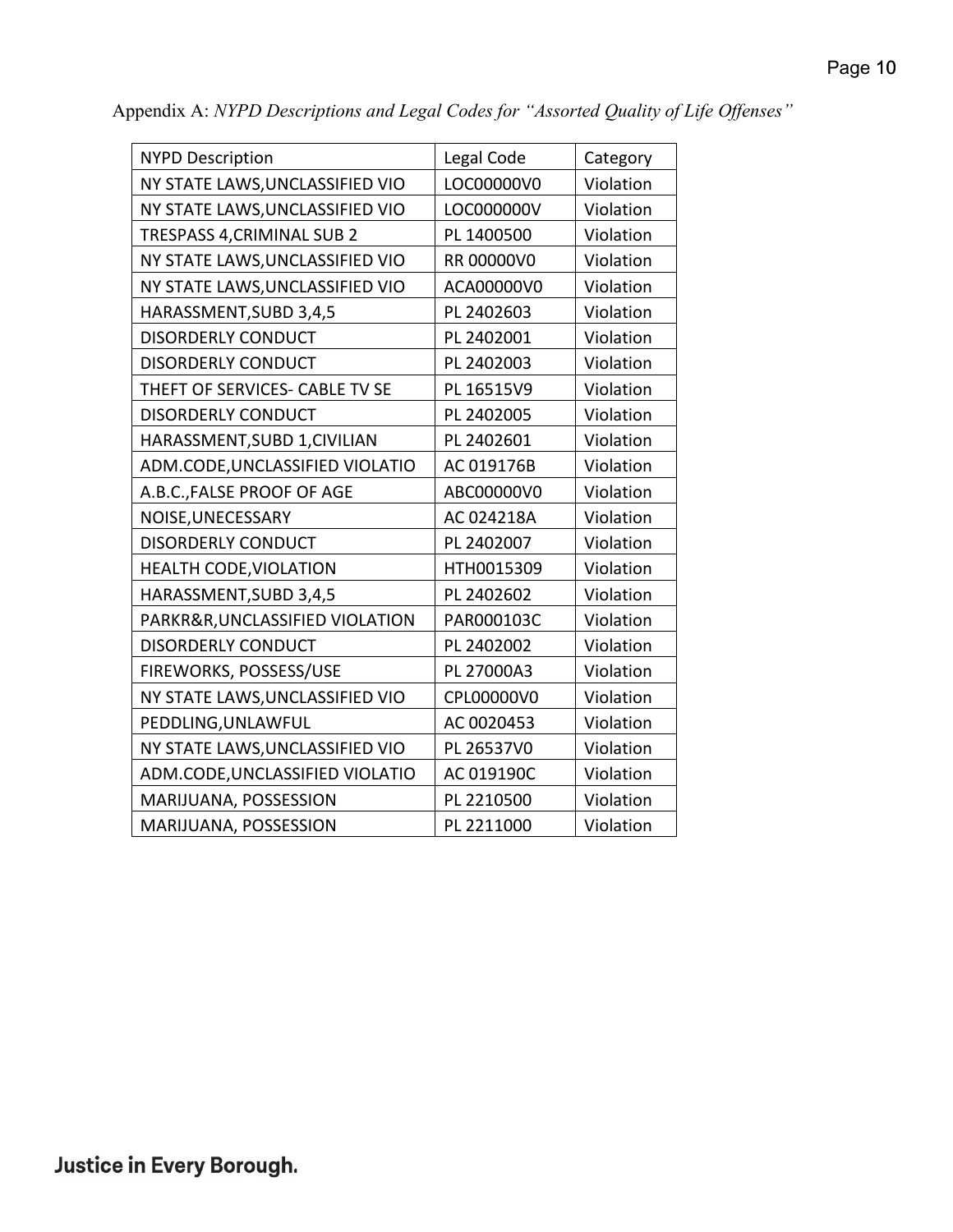Appendix A: *NYPD Descriptions and Legal Codes for "Assorted Quality of Life Offenses"*

| NYPD Description | Legal Code | Category |
|---|---|---|
| NY STATE LAWS,UNCLASSIFIED VIO | LOC00000V0 | Violation |
| NY STATE LAWS,UNCLASSIFIED VIO | LOC000000V | Violation |
| TRESPASS 4,CRIMINAL SUB 2 | PL 1400500 | Violation |
| NY STATE LAWS,UNCLASSIFIED VIO | RR 00000V0 | Violation |
| NY STATE LAWS,UNCLASSIFIED VIO | ACA00000V0 | Violation |
| HARASSMENT,SUBD 3,4,5 | PL 2402603 | Violation |
| DISORDERLY CONDUCT | PL 2402001 | Violation |
| DISORDERLY CONDUCT | PL 2402003 | Violation |
| THEFT OF SERVICES- CABLE TV SE | PL 16515V9 | Violation |
| DISORDERLY CONDUCT | PL 2402005 | Violation |
| HARASSMENT,SUBD 1,CIVILIAN | PL 2402601 | Violation |
| ADM.CODE,UNCLASSIFIED VIOLATIO | AC 019176B | Violation |
| A.B.C.,FALSE PROOF OF AGE | ABC00000V0 | Violation |
| NOISE,UNECESSARY | AC 024218A | Violation |
| DISORDERLY CONDUCT | PL 2402007 | Violation |
| HEALTH CODE,VIOLATION | HTH0015309 | Violation |
| HARASSMENT,SUBD 3,4,5 | PL 2402602 | Violation |
| PARKR&R,UNCLASSIFIED VIOLATION | PAR000103C | Violation |
| DISORDERLY CONDUCT | PL 2402002 | Violation |
| FIREWORKS, POSSESS/USE | PL 27000A3 | Violation |
| NY STATE LAWS,UNCLASSIFIED VIO | CPL00000V0 | Violation |
| PEDDLING,UNLAWFUL | AC 0020453 | Violation |
| NY STATE LAWS,UNCLASSIFIED VIO | PL 26537V0 | Violation |
| ADM.CODE,UNCLASSIFIED VIOLATIO | AC 019190C | Violation |
| MARIJUANA, POSSESSION | PL 2210500 | Violation |
| MARIJUANA, POSSESSION | PL 2211000 | Violation |

Justice in Every Borough.